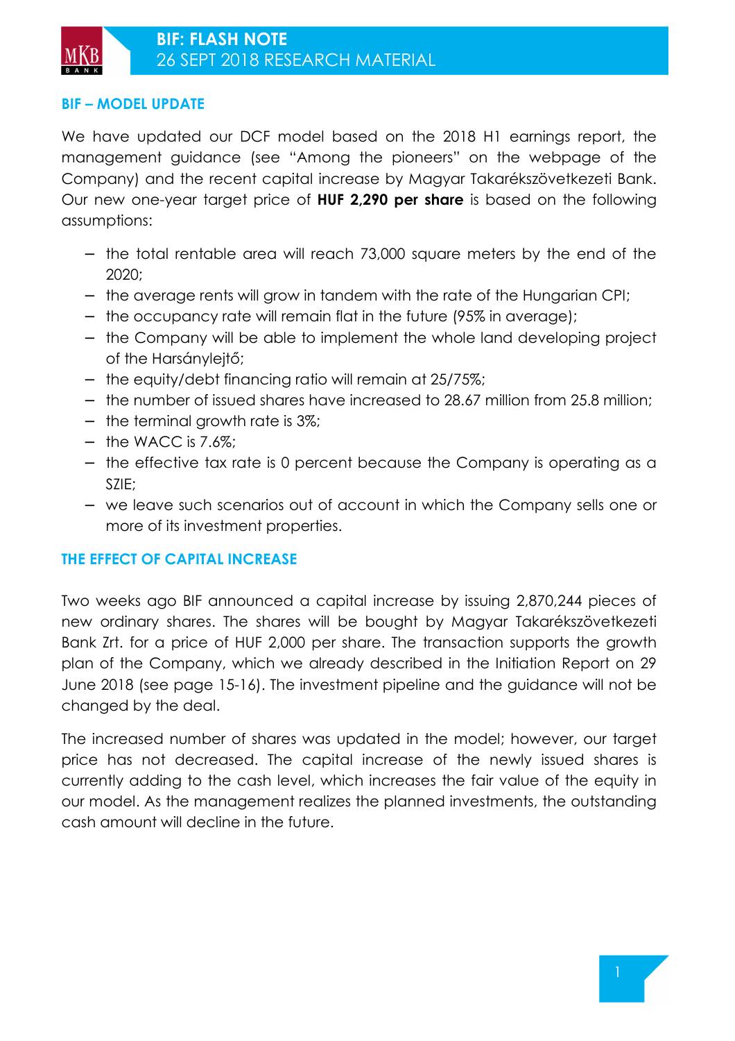## BIF – MODEL UPDATE

We have updated our DCF model based on the 2018 H1 earnings report, the management guidance (see "Among the pioneers" on the webpage of the Company) and the recent capital increase by Magyar Takarékszövetkezeti Bank. Our new one-year target price of **HUF 2,290 per share** is based on the following assumptions:

- the total rentable area will reach 73,000 square meters by the end of the 2020;
- the average rents will grow in tandem with the rate of the Hungarian CPI;
- the occupancy rate will remain flat in the future (95% in average);
- the Company will be able to implement the whole land developing project of the Harsánylejtő;
- the equity/debt financing ratio will remain at 25/75%;
- the number of issued shares have increased to 28.67 million from 25.8 million;
- the terminal growth rate is 3%;
- the WACC is 7.6%;
- the effective tax rate is 0 percent because the Company is operating as a SZIE;
- we leave such scenarios out of account in which the Company sells one or more of its investment properties.

## THE EFFECT OF CAPITAL INCREASE

Two weeks ago BIF announced a capital increase by issuing 2,870,244 pieces of new ordinary shares. The shares will be bought by Magyar Takarékszövetkezeti Bank Zrt. for a price of HUF 2,000 per share. The transaction supports the growth plan of the Company, which we already described in the Initiation Report on 29 June 2018 (see page 15-16). The investment pipeline and the guidance will not be changed by the deal.

The increased number of shares was updated in the model; however, our target price has not decreased. The capital increase of the newly issued shares is currently adding to the cash level, which increases the fair value of the equity in our model. As the management realizes the planned investments, the outstanding cash amount will decline in the future.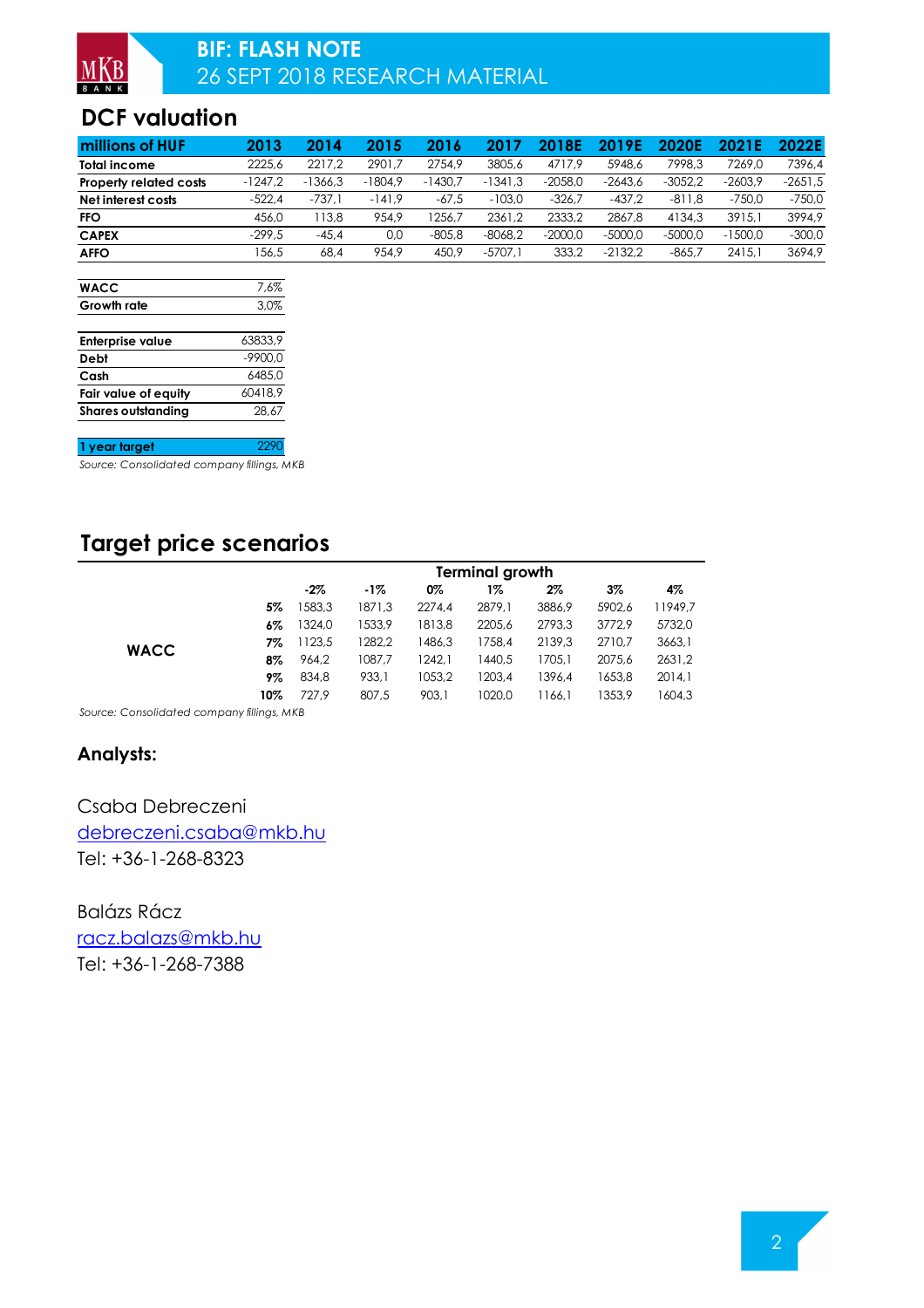## DCF valuation

| millions of HUF | 2013 | 2014 | 2015 | 2016 | 2017 | 2018E | 2019E | 2020E | 2021E | 2022E |
|---|---|---|---|---|---|---|---|---|---|---|
| Total income | 2225,6 | 2217,2 | 2901,7 | 2754,9 | 3805,6 | 4717,9 | 5948,6 | 7998,3 | 7269,0 | 7396,4 |
| Property related costs | -1247,2 | -1366,3 | -1804,9 | -1430,7 | -1341,3 | -2058,0 | -2643,6 | -3052,2 | -2603,9 | -2651,5 |
| Net interest costs | -522,4 | -737,1 | -141,9 | -67,5 | -103,0 | -326,7 | -437,2 | -811,8 | -750,0 | -750,0 |
| FFO | 456,0 | 113,8 | 954,9 | 1256,7 | 2361,2 | 2333,2 | 2867,8 | 4134,3 | 3915,1 | 3994,9 |
| CAPEX | -299,5 | -45,4 | 0,0 | -805,8 | -8068,2 | -2000,0 | -5000,0 | -5000,0 | -1500,0 | -300,0 |
| AFFO | 156,5 | 68,4 | 954,9 | 450,9 | -5707,1 | 333,2 | -2132,2 | -865,7 | 2415,1 | 3694,9 |

| | |
|---|---|
| WACC | 7,6% |
| Growth rate | 3,0% |

| | |
|---|---|
| Enterprise value | 63833,9 |
| Debt | -9900,0 |
| Cash | 6485,0 |
| Fair value of equity | 60418,9 |
| Shares outstanding | 28,67 |

| | |
|---|---|
| 1 year target | 2290 |

*Source: Consolidated company fillings, MKB*

## Target price scenarios

| | | Terminal growth | | | | | | |
|---|---|---|---|---|---|---|---|---|
| | | -2% | -1% | 0% | 1% | 2% | 3% | 4% |
| WACC | 5% | 1583,3 | 1871,3 | 2274,4 | 2879,1 | 3886,9 | 5902,6 | 11949,7 |
| | 6% | 1324,0 | 1533,9 | 1813,8 | 2205,6 | 2793,3 | 3772,9 | 5732,0 |
| | 7% | 1123,5 | 1282,2 | 1486,3 | 1758,4 | 2139,3 | 2710,7 | 3663,1 |
| | 8% | 964,2 | 1087,7 | 1242,1 | 1440,5 | 1705,1 | 2075,6 | 2631,2 |
| | 9% | 834,8 | 933,1 | 1053,2 | 1203,4 | 1396,4 | 1653,8 | 2014,1 |
| | 10% | 727,9 | 807,5 | 903,1 | 1020,0 | 1166,1 | 1353,9 | 1604,3 |

*Source: Consolidated company fillings, MKB*

### Analysts:

Csaba Debreczeni
debreczeni.csaba@mkb.hu
Tel: +36-1-268-8323

Balázs Rácz
racz.balazs@mkb.hu
Tel: +36-1-268-7388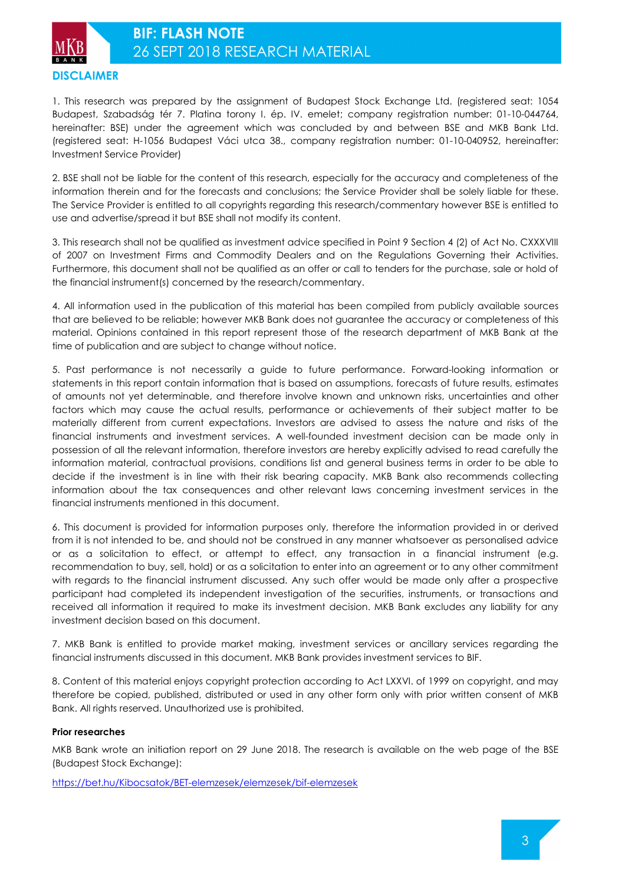## DISCLAIMER

1. This research was prepared by the assignment of Budapest Stock Exchange Ltd. (registered seat: 1054 Budapest, Szabadság tér 7. Platina torony I. ép. IV. emelet; company registration number: 01-10-044764, hereinafter: BSE) under the agreement which was concluded by and between BSE and MKB Bank Ltd. (registered seat: H-1056 Budapest Váci utca 38., company registration number: 01-10-040952, hereinafter: Investment Service Provider)

2. BSE shall not be liable for the content of this research, especially for the accuracy and completeness of the information therein and for the forecasts and conclusions; the Service Provider shall be solely liable for these. The Service Provider is entitled to all copyrights regarding this research/commentary however BSE is entitled to use and advertise/spread it but BSE shall not modify its content.

3. This research shall not be qualified as investment advice specified in Point 9 Section 4 (2) of Act No. CXXXVIII of 2007 on Investment Firms and Commodity Dealers and on the Regulations Governing their Activities. Furthermore, this document shall not be qualified as an offer or call to tenders for the purchase, sale or hold of the financial instrument(s) concerned by the research/commentary.

4. All information used in the publication of this material has been compiled from publicly available sources that are believed to be reliable; however MKB Bank does not guarantee the accuracy or completeness of this material. Opinions contained in this report represent those of the research department of MKB Bank at the time of publication and are subject to change without notice.

5. Past performance is not necessarily a guide to future performance. Forward-looking information or statements in this report contain information that is based on assumptions, forecasts of future results, estimates of amounts not yet determinable, and therefore involve known and unknown risks, uncertainties and other factors which may cause the actual results, performance or achievements of their subject matter to be materially different from current expectations. Investors are advised to assess the nature and risks of the financial instruments and investment services. A well-founded investment decision can be made only in possession of all the relevant information, therefore investors are hereby explicitly advised to read carefully the information material, contractual provisions, conditions list and general business terms in order to be able to decide if the investment is in line with their risk bearing capacity. MKB Bank also recommends collecting information about the tax consequences and other relevant laws concerning investment services in the financial instruments mentioned in this document.

6. This document is provided for information purposes only, therefore the information provided in or derived from it is not intended to be, and should not be construed in any manner whatsoever as personalised advice or as a solicitation to effect, or attempt to effect, any transaction in a financial instrument (e.g. recommendation to buy, sell, hold) or as a solicitation to enter into an agreement or to any other commitment with regards to the financial instrument discussed. Any such offer would be made only after a prospective participant had completed its independent investigation of the securities, instruments, or transactions and received all information it required to make its investment decision. MKB Bank excludes any liability for any investment decision based on this document.

7. MKB Bank is entitled to provide market making, investment services or ancillary services regarding the financial instruments discussed in this document. MKB Bank provides investment services to BIF.

8. Content of this material enjoys copyright protection according to Act LXXVI. of 1999 on copyright, and may therefore be copied, published, distributed or used in any other form only with prior written consent of MKB Bank. All rights reserved. Unauthorized use is prohibited.

**Prior researches**

MKB Bank wrote an initiation report on 29 June 2018. The research is available on the web page of the BSE (Budapest Stock Exchange):

https://bet.hu/Kibocsatok/BET-elemzesek/elemzesek/bif-elemzesek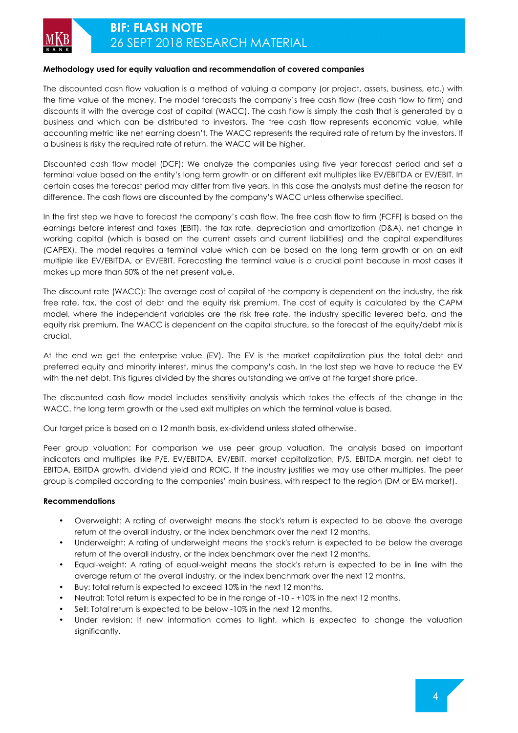**Methodology used for equity valuation and recommendation of covered companies**

The discounted cash flow valuation is a method of valuing a company (or project, assets, business, etc.) with the time value of the money. The model forecasts the company's free cash flow (free cash flow to firm) and discounts it with the average cost of capital (WACC). The cash flow is simply the cash that is generated by a business and which can be distributed to investors. The free cash flow represents economic value, while accounting metric like net earning doesn't. The WACC represents the required rate of return by the investors. If a business is risky the required rate of return, the WACC will be higher.

Discounted cash flow model (DCF): We analyze the companies using five year forecast period and set a terminal value based on the entity's long term growth or on different exit multiples like EV/EBITDA or EV/EBIT. In certain cases the forecast period may differ from five years. In this case the analysts must define the reason for difference. The cash flows are discounted by the company's WACC unless otherwise specified.

In the first step we have to forecast the company's cash flow. The free cash flow to firm (FCFF) is based on the earnings before interest and taxes (EBIT), the tax rate, depreciation and amortization (D&A), net change in working capital (which is based on the current assets and current liabilities) and the capital expenditures (CAPEX). The model requires a terminal value which can be based on the long term growth or on an exit multiple like EV/EBITDA, or EV/EBIT. Forecasting the terminal value is a crucial point because in most cases it makes up more than 50% of the net present value.

The discount rate (WACC): The average cost of capital of the company is dependent on the industry, the risk free rate, tax, the cost of debt and the equity risk premium. The cost of equity is calculated by the CAPM model, where the independent variables are the risk free rate, the industry specific levered beta, and the equity risk premium. The WACC is dependent on the capital structure, so the forecast of the equity/debt mix is crucial.

At the end we get the enterprise value (EV). The EV is the market capitalization plus the total debt and preferred equity and minority interest, minus the company's cash. In the last step we have to reduce the EV with the net debt. This figures divided by the shares outstanding we arrive at the target share price.

The discounted cash flow model includes sensitivity analysis which takes the effects of the change in the WACC, the long term growth or the used exit multiples on which the terminal value is based.

Our target price is based on a 12 month basis, ex-dividend unless stated otherwise.

Peer group valuation: For comparison we use peer group valuation. The analysis based on important indicators and multiples like P/E, EV/EBITDA, EV/EBIT, market capitalization, P/S, EBITDA margin, net debt to EBITDA, EBITDA growth, dividend yield and ROIC. If the industry justifies we may use other multiples. The peer group is compiled according to the companies' main business, with respect to the region (DM or EM market).

**Recommendations**

- Overweight: A rating of overweight means the stock's return is expected to be above the average return of the overall industry, or the index benchmark over the next 12 months.
- Underweight: A rating of underweight means the stock's return is expected to be below the average return of the overall industry, or the index benchmark over the next 12 months.
- Equal-weight: A rating of equal-weight means the stock's return is expected to be in line with the average return of the overall industry, or the index benchmark over the next 12 months.
- Buy: total return is expected to exceed 10% in the next 12 months.
- Neutral: Total return is expected to be in the range of -10 - +10% in the next 12 months.
- Sell: Total return is expected to be below -10% in the next 12 months.
- Under revision: If new information comes to light, which is expected to change the valuation significantly.